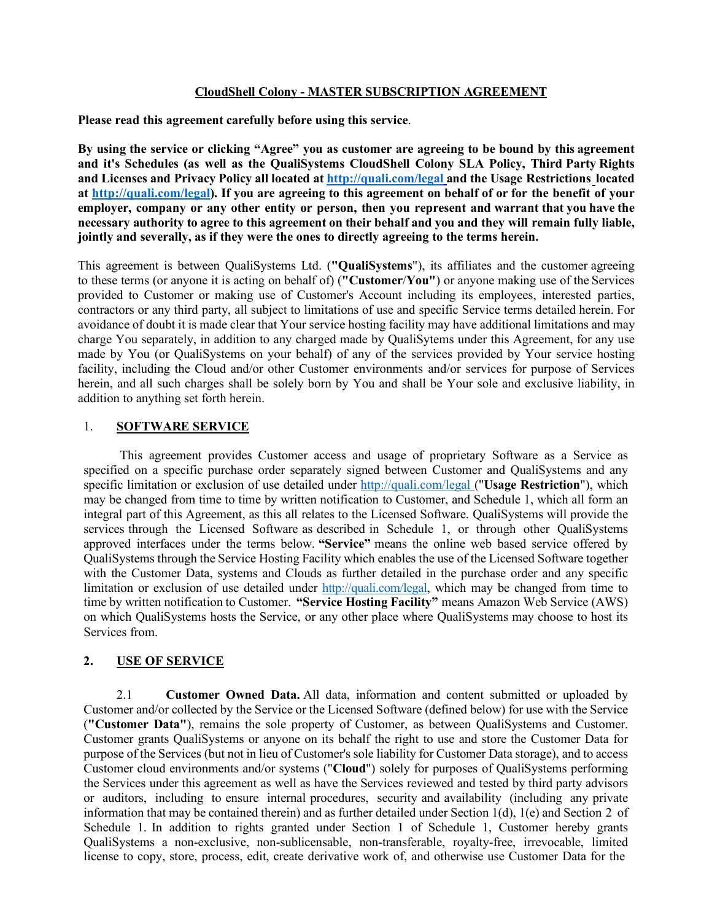# CloudShell Colony - MASTER SUBSCRIPTION AGREEMENT

**Please read this agreement carefully before using this service**.

**By using the service or clicking "Agree" you as customer are agreeing to be bound by this agreement and it's Schedules (as well as the QualiSystems CloudShell Colony SLA Policy, Third Party Rights and Licenses and Privacy Policy all located at http://quali.com/legal and the Usage Restrictions located at http://quali.com/legal). If you are agreeing to this agreement on behalf of or for the benefit of your employer, company or any other entity or person, then you represent and warrant that you have the necessary authority to agree to this agreement on their behalf and you and they will remain fully liable, jointly and severally, as if they were the ones to directly agreeing to the terms herein.**

This agreement is between QualiSystems Ltd. (**"QualiSystems**"), its affiliates and the customer agreeing to these terms (or anyone it is acting on behalf of) (**"Customer/You"**) or anyone making use of the Services provided to Customer or making use of Customer's Account including its employees, interested parties, contractors or any third party, all subject to limitations of use and specific Service terms detailed herein. For avoidance of doubt it is made clear that Your service hosting facility may have additional limitations and may charge You separately, in addition to any charged made by QualiSytems under this Agreement, for any use made by You (or QualiSystems on your behalf) of any of the services provided by Your service hosting facility, including the Cloud and/or other Customer environments and/or services for purpose of Services herein, and all such charges shall be solely born by You and shall be Your sole and exclusive liability, in addition to anything set forth herein.

## 1. SOFTWARE SERVICE

This agreement provides Customer access and usage of proprietary Software as a Service as specified on a specific purchase order separately signed between Customer and QualiSystems and any specific limitation or exclusion of use detailed under http://quali.com/legal ("**Usage Restriction**"), which may be changed from time to time by written notification to Customer, and Schedule 1, which all form an integral part of this Agreement, as this all relates to the Licensed Software. QualiSystems will provide the services through the Licensed Software as described in Schedule 1, or through other QualiSystems approved interfaces under the terms below. **"Service"** means the online web based service offered by QualiSystems through the Service Hosting Facility which enables the use of the Licensed Software together with the Customer Data, systems and Clouds as further detailed in the purchase order and any specific limitation or exclusion of use detailed under http://quali.com/legal, which may be changed from time to time by written notification to Customer. **"Service Hosting Facility"** means Amazon Web Service (AWS) on which QualiSystems hosts the Service, or any other place where QualiSystems may choose to host its Services from.

## 2. USE OF SERVICE

2.1 **Customer Owned Data.** All data, information and content submitted or uploaded by Customer and/or collected by the Service or the Licensed Software (defined below) for use with the Service (**"Customer Data"**), remains the sole property of Customer, as between QualiSystems and Customer. Customer grants QualiSystems or anyone on its behalf the right to use and store the Customer Data for purpose of the Services (but not in lieu of Customer's sole liability for Customer Data storage), and to access Customer cloud environments and/or systems ("**Cloud**") solely for purposes of QualiSystems performing the Services under this agreement as well as have the Services reviewed and tested by third party advisors or auditors, including to ensure internal procedures, security and availability (including any private information that may be contained therein) and as further detailed under Section 1(d), 1(e) and Section 2 of Schedule 1. In addition to rights granted under Section 1 of Schedule 1, Customer hereby grants QualiSystems a non-exclusive, non-sublicensable, non-transferable, royalty-free, irrevocable, limited license to copy, store, process, edit, create derivative work of, and otherwise use Customer Data for the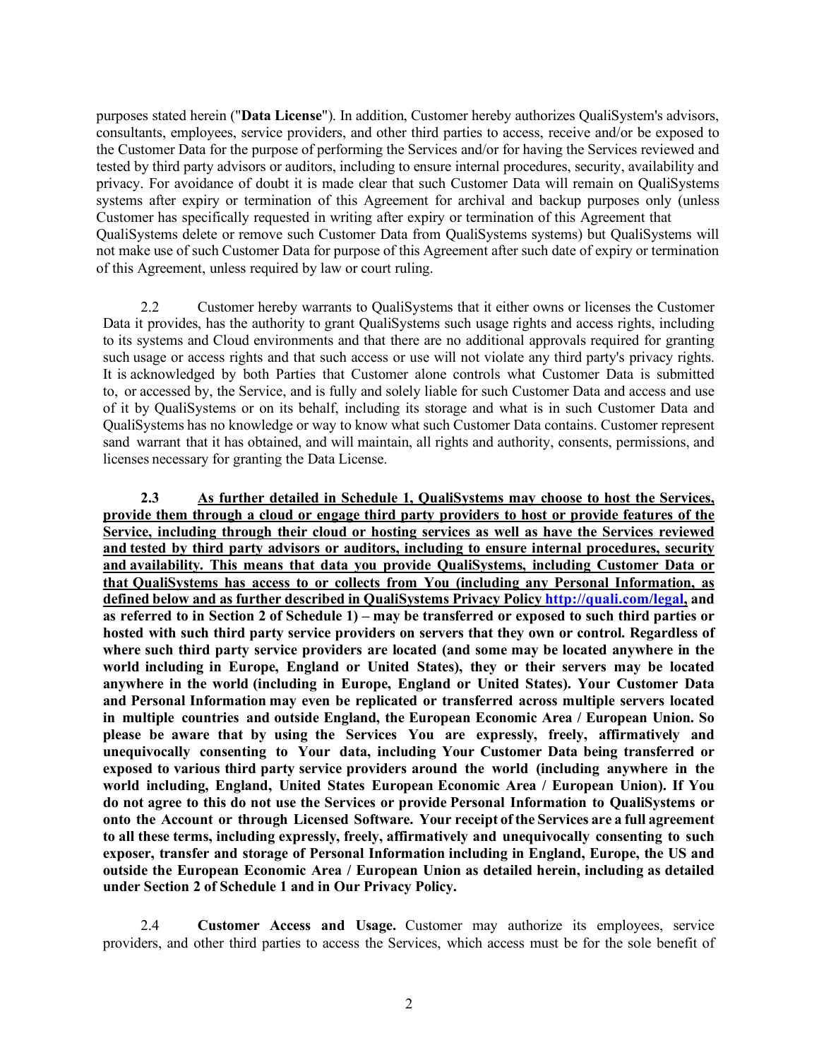purposes stated herein ("**Data License**"). In addition, Customer hereby authorizes QualiSystem's advisors, consultants, employees, service providers, and other third parties to access, receive and/or be exposed to the Customer Data for the purpose of performing the Services and/or for having the Services reviewed and tested by third party advisors or auditors, including to ensure internal procedures, security, availability and privacy. For avoidance of doubt it is made clear that such Customer Data will remain on QualiSystems systems after expiry or termination of this Agreement for archival and backup purposes only (unless Customer has specifically requested in writing after expiry or termination of this Agreement that QualiSystems delete or remove such Customer Data from QualiSystems systems) but QualiSystems will not make use of such Customer Data for purpose of this Agreement after such date of expiry or termination of this Agreement, unless required by law or court ruling.

2.2 Customer hereby warrants to QualiSystems that it either owns or licenses the Customer Data it provides, has the authority to grant QualiSystems such usage rights and access rights, including to its systems and Cloud environments and that there are no additional approvals required for granting such usage or access rights and that such access or use will not violate any third party's privacy rights. It is acknowledged by both Parties that Customer alone controls what Customer Data is submitted to, or accessed by, the Service, and is fully and solely liable for such Customer Data and access and use of it by QualiSystems or on its behalf, including its storage and what is in such Customer Data and QualiSystems has no knowledge or way to know what such Customer Data contains. Customer represent sand warrant that it has obtained, and will maintain, all rights and authority, consents, permissions, and licenses necessary for granting the Data License.

**2.3 As further detailed in Schedule 1, QualiSystems may choose to host the Services, provide them through a cloud or engage third party providers to host or provide features of the Service, including through their cloud or hosting services as well as have the Services reviewed and tested by third party advisors or auditors, including to ensure internal procedures, security and availability. This means that data you provide QualiSystems, including Customer Data or that QualiSystems has access to or collects from You (including any Personal Information, as defined below and as further described in QualiSystems Privacy Policy [http://quali.com/legal](http://quali.com/legal), and as referred to in Section 2 of Schedule 1) – may be transferred or exposed to such third parties or hosted with such third party service providers on servers that they own or control. Regardless of where such third party service providers are located (and some may be located anywhere in the world including in Europe, England or United States), they or their servers may be located anywhere in the world (including in Europe, England or United States). Your Customer Data and Personal Information may even be replicated or transferred across multiple servers located in multiple countries and outside England, the European Economic Area / European Union. So please be aware that by using the Services You are expressly, freely, affirmatively and unequivocally consenting to Your data, including Your Customer Data being transferred or exposed to various third party service providers around the world (including anywhere in the world including, England, United States European Economic Area / European Union). If You do not agree to this do not use the Services or provide Personal Information to QualiSystems or onto the Account or through Licensed Software. Your receipt of the Services are a full agreement to all these terms, including expressly, freely, affirmatively and unequivocally consenting to such exposer, transfer and storage of Personal Information including in England, Europe, the US and outside the European Economic Area / European Union as detailed herein, including as detailed under Section 2 of Schedule 1 and in Our Privacy Policy.**

2.4 **Customer Access and Usage.** Customer may authorize its employees, service providers, and other third parties to access the Services, which access must be for the sole benefit of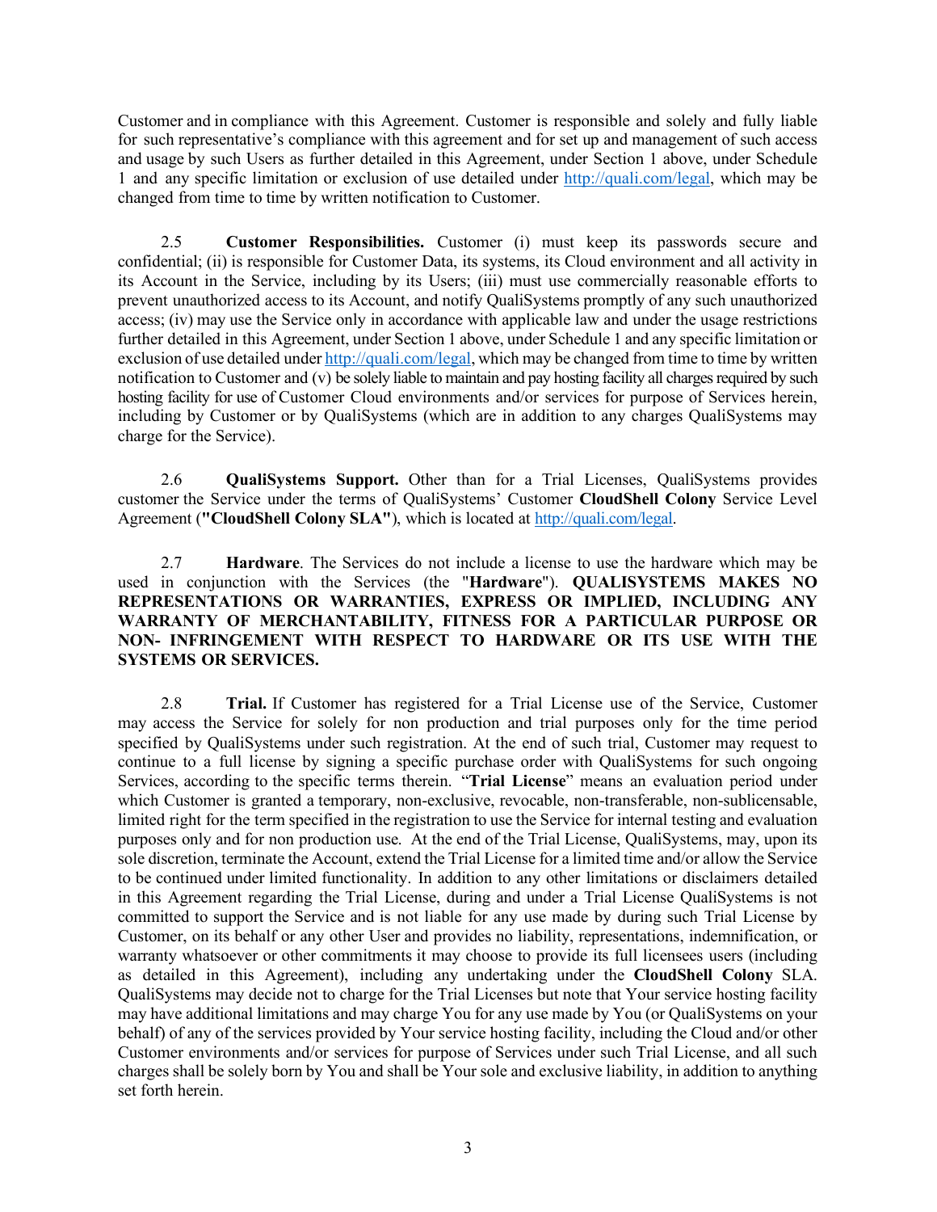Customer and in compliance with this Agreement. Customer is responsible and solely and fully liable for such representative's compliance with this agreement and for set up and management of such access and usage by such Users as further detailed in this Agreement, under Section 1 above, under Schedule 1 and any specific limitation or exclusion of use detailed under http://quali.com/legal, which may be changed from time to time by written notification to Customer.

2.5 **Customer Responsibilities.** Customer (i) must keep its passwords secure and confidential; (ii) is responsible for Customer Data, its systems, its Cloud environment and all activity in its Account in the Service, including by its Users; (iii) must use commercially reasonable efforts to prevent unauthorized access to its Account, and notify QualiSystems promptly of any such unauthorized access; (iv) may use the Service only in accordance with applicable law and under the usage restrictions further detailed in this Agreement, under Section 1 above, under Schedule 1 and any specific limitation or exclusion of use detailed under http://quali.com/legal, which may be changed from time to time by written notification to Customer and (v) be solely liable to maintain and pay hosting facility all charges required by such hosting facility for use of Customer Cloud environments and/or services for purpose of Services herein, including by Customer or by QualiSystems (which are in addition to any charges QualiSystems may charge for the Service).

2.6 **QualiSystems Support.** Other than for a Trial Licenses, QualiSystems provides customer the Service under the terms of QualiSystems' Customer **CloudShell Colony** Service Level Agreement (**"CloudShell Colony SLA"**), which is located at http://quali.com/legal.

2.7 **Hardware**. The Services do not include a license to use the hardware which may be used in conjunction with the Services (the "**Hardware**"). **QUALISYSTEMS MAKES NO REPRESENTATIONS OR WARRANTIES, EXPRESS OR IMPLIED, INCLUDING ANY WARRANTY OF MERCHANTABILITY, FITNESS FOR A PARTICULAR PURPOSE OR NON- INFRINGEMENT WITH RESPECT TO HARDWARE OR ITS USE WITH THE SYSTEMS OR SERVICES.**

2.8 **Trial.** If Customer has registered for a Trial License use of the Service, Customer may access the Service for solely for non production and trial purposes only for the time period specified by QualiSystems under such registration. At the end of such trial, Customer may request to continue to a full license by signing a specific purchase order with QualiSystems for such ongoing Services, according to the specific terms therein. "**Trial License**" means an evaluation period under which Customer is granted a temporary, non-exclusive, revocable, non-transferable, non-sublicensable, limited right for the term specified in the registration to use the Service for internal testing and evaluation purposes only and for non production use. At the end of the Trial License, QualiSystems, may, upon its sole discretion, terminate the Account, extend the Trial License for a limited time and/or allow the Service to be continued under limited functionality. In addition to any other limitations or disclaimers detailed in this Agreement regarding the Trial License, during and under a Trial License QualiSystems is not committed to support the Service and is not liable for any use made by during such Trial License by Customer, on its behalf or any other User and provides no liability, representations, indemnification, or warranty whatsoever or other commitments it may choose to provide its full licensees users (including as detailed in this Agreement), including any undertaking under the **CloudShell Colony** SLA. QualiSystems may decide not to charge for the Trial Licenses but note that Your service hosting facility may have additional limitations and may charge You for any use made by You (or QualiSystems on your behalf) of any of the services provided by Your service hosting facility, including the Cloud and/or other Customer environments and/or services for purpose of Services under such Trial License, and all such charges shall be solely born by You and shall be Your sole and exclusive liability, in addition to anything set forth herein.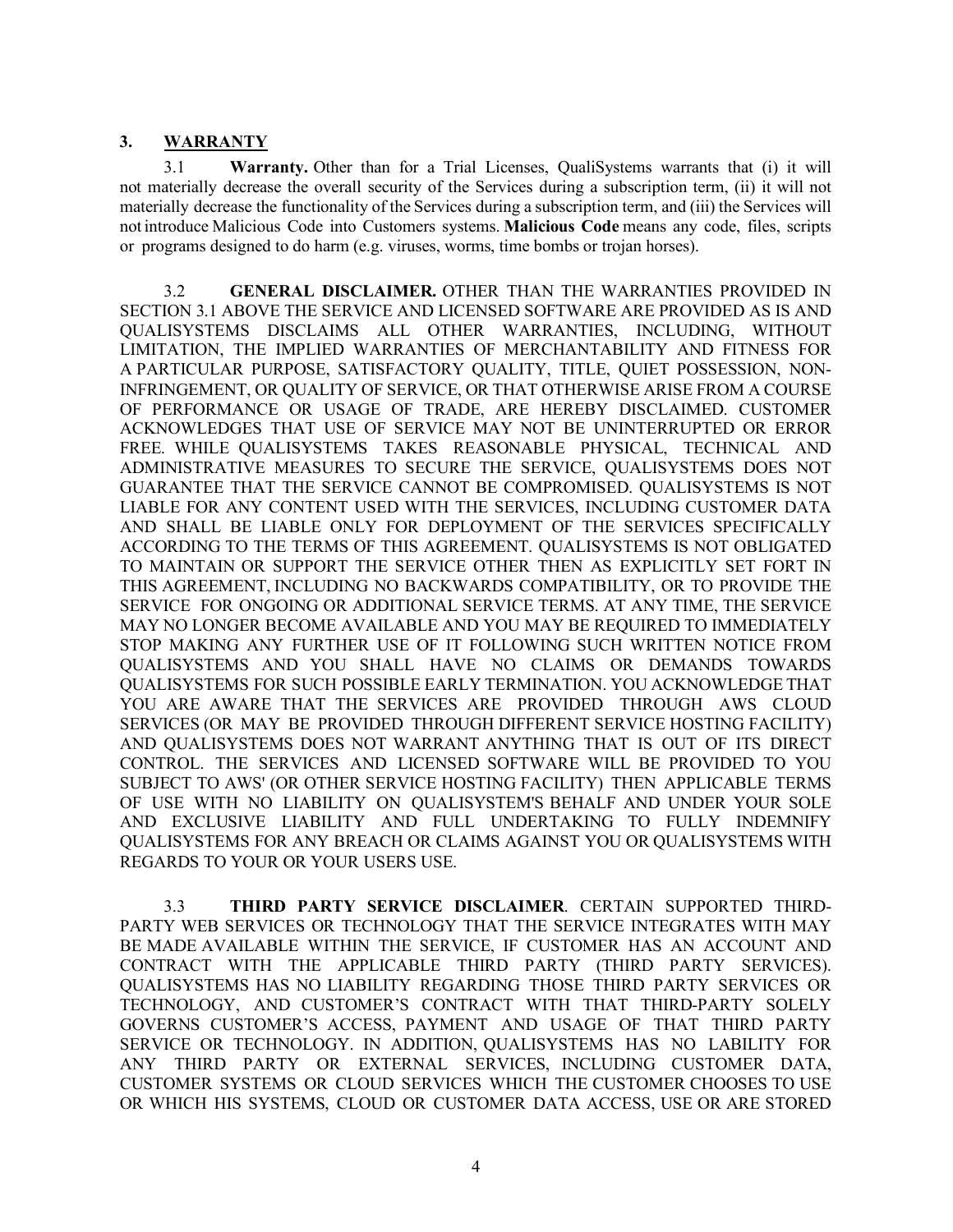## 3. WARRANTY

3.1 **Warranty.** Other than for a Trial Licenses, QualiSystems warrants that (i) it will not materially decrease the overall security of the Services during a subscription term, (ii) it will not materially decrease the functionality of the Services during a subscription term, and (iii) the Services will not introduce Malicious Code into Customers systems. **Malicious Code** means any code, files, scripts or programs designed to do harm (e.g. viruses, worms, time bombs or trojan horses).

3.2 **GENERAL DISCLAIMER.** OTHER THAN THE WARRANTIES PROVIDED IN SECTION 3.1 ABOVE THE SERVICE AND LICENSED SOFTWARE ARE PROVIDED AS IS AND QUALISYSTEMS DISCLAIMS ALL OTHER WARRANTIES, INCLUDING, WITHOUT LIMITATION, THE IMPLIED WARRANTIES OF MERCHANTABILITY AND FITNESS FOR A PARTICULAR PURPOSE, SATISFACTORY QUALITY, TITLE, QUIET POSSESSION, NON-INFRINGEMENT, OR QUALITY OF SERVICE, OR THAT OTHERWISE ARISE FROM A COURSE OF PERFORMANCE OR USAGE OF TRADE, ARE HEREBY DISCLAIMED. CUSTOMER ACKNOWLEDGES THAT USE OF SERVICE MAY NOT BE UNINTERRUPTED OR ERROR FREE. WHILE QUALISYSTEMS TAKES REASONABLE PHYSICAL, TECHNICAL AND ADMINISTRATIVE MEASURES TO SECURE THE SERVICE, QUALISYSTEMS DOES NOT GUARANTEE THAT THE SERVICE CANNOT BE COMPROMISED. QUALISYSTEMS IS NOT LIABLE FOR ANY CONTENT USED WITH THE SERVICES, INCLUDING CUSTOMER DATA AND SHALL BE LIABLE ONLY FOR DEPLOYMENT OF THE SERVICES SPECIFICALLY ACCORDING TO THE TERMS OF THIS AGREEMENT. QUALISYSTEMS IS NOT OBLIGATED TO MAINTAIN OR SUPPORT THE SERVICE OTHER THEN AS EXPLICITLY SET FORT IN THIS AGREEMENT, INCLUDING NO BACKWARDS COMPATIBILITY, OR TO PROVIDE THE SERVICE FOR ONGOING OR ADDITIONAL SERVICE TERMS. AT ANY TIME, THE SERVICE MAY NO LONGER BECOME AVAILABLE AND YOU MAY BE REQUIRED TO IMMEDIATELY STOP MAKING ANY FURTHER USE OF IT FOLLOWING SUCH WRITTEN NOTICE FROM QUALISYSTEMS AND YOU SHALL HAVE NO CLAIMS OR DEMANDS TOWARDS QUALISYSTEMS FOR SUCH POSSIBLE EARLY TERMINATION. YOU ACKNOWLEDGE THAT YOU ARE AWARE THAT THE SERVICES ARE PROVIDED THROUGH AWS CLOUD SERVICES (OR MAY BE PROVIDED THROUGH DIFFERENT SERVICE HOSTING FACILITY) AND QUALISYSTEMS DOES NOT WARRANT ANYTHING THAT IS OUT OF ITS DIRECT CONTROL. THE SERVICES AND LICENSED SOFTWARE WILL BE PROVIDED TO YOU SUBJECT TO AWS' (OR OTHER SERVICE HOSTING FACILITY) THEN APPLICABLE TERMS OF USE WITH NO LIABILITY ON QUALISYSTEM'S BEHALF AND UNDER YOUR SOLE AND EXCLUSIVE LIABILITY AND FULL UNDERTAKING TO FULLY INDEMNIFY QUALISYSTEMS FOR ANY BREACH OR CLAIMS AGAINST YOU OR QUALISYSTEMS WITH REGARDS TO YOUR OR YOUR USERS USE.

3.3 **THIRD PARTY SERVICE DISCLAIMER**. CERTAIN SUPPORTED THIRD-PARTY WEB SERVICES OR TECHNOLOGY THAT THE SERVICE INTEGRATES WITH MAY BE MADE AVAILABLE WITHIN THE SERVICE, IF CUSTOMER HAS AN ACCOUNT AND CONTRACT WITH THE APPLICABLE THIRD PARTY (THIRD PARTY SERVICES). QUALISYSTEMS HAS NO LIABILITY REGARDING THOSE THIRD PARTY SERVICES OR TECHNOLOGY, AND CUSTOMER'S CONTRACT WITH THAT THIRD-PARTY SOLELY GOVERNS CUSTOMER'S ACCESS, PAYMENT AND USAGE OF THAT THIRD PARTY SERVICE OR TECHNOLOGY. IN ADDITION, QUALISYSTEMS HAS NO LABILITY FOR ANY THIRD PARTY OR EXTERNAL SERVICES, INCLUDING CUSTOMER DATA, CUSTOMER SYSTEMS OR CLOUD SERVICES WHICH THE CUSTOMER CHOOSES TO USE OR WHICH HIS SYSTEMS, CLOUD OR CUSTOMER DATA ACCESS, USE OR ARE STORED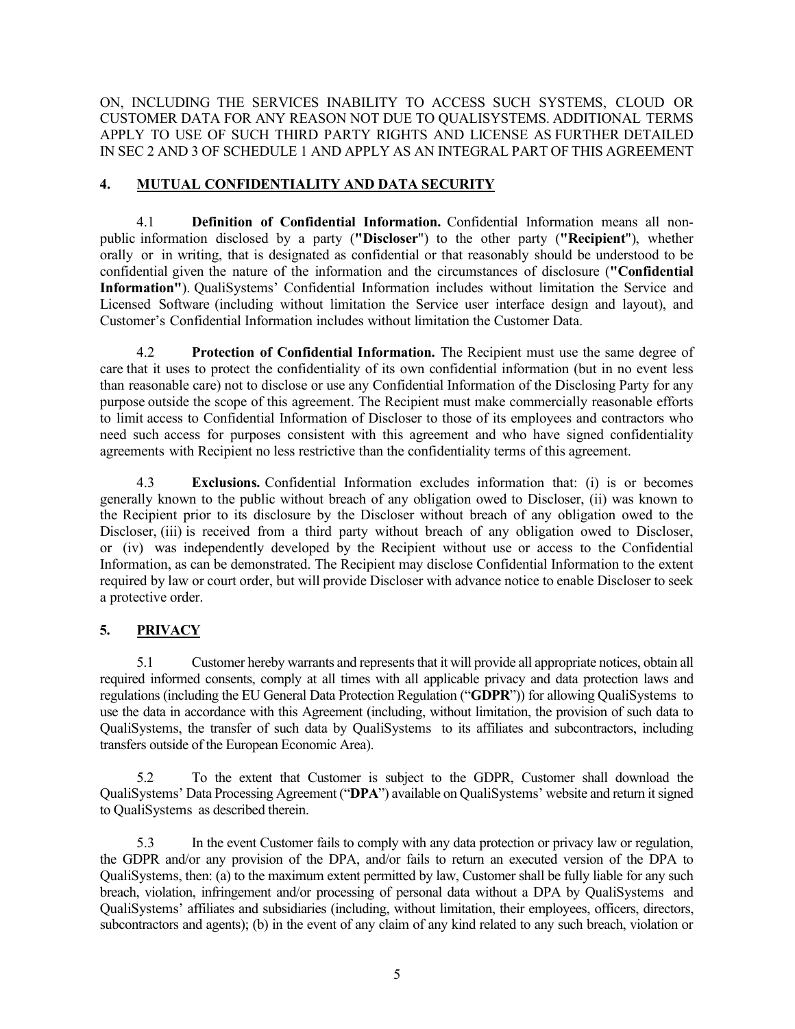ON, INCLUDING THE SERVICES INABILITY TO ACCESS SUCH SYSTEMS, CLOUD OR CUSTOMER DATA FOR ANY REASON NOT DUE TO QUALISYSTEMS. ADDITIONAL TERMS APPLY TO USE OF SUCH THIRD PARTY RIGHTS AND LICENSE AS FURTHER DETAILED IN SEC 2 AND 3 OF SCHEDULE 1 AND APPLY AS AN INTEGRAL PART OF THIS AGREEMENT

## 4. MUTUAL CONFIDENTIALITY AND DATA SECURITY

4.1 **Definition of Confidential Information.** Confidential Information means all non-public information disclosed by a party (**"Discloser"**) to the other party (**"Recipient"**), whether orally or in writing, that is designated as confidential or that reasonably should be understood to be confidential given the nature of the information and the circumstances of disclosure (**"Confidential Information"**). QualiSystems' Confidential Information includes without limitation the Service and Licensed Software (including without limitation the Service user interface design and layout), and Customer's Confidential Information includes without limitation the Customer Data.

4.2 **Protection of Confidential Information.** The Recipient must use the same degree of care that it uses to protect the confidentiality of its own confidential information (but in no event less than reasonable care) not to disclose or use any Confidential Information of the Disclosing Party for any purpose outside the scope of this agreement. The Recipient must make commercially reasonable efforts to limit access to Confidential Information of Discloser to those of its employees and contractors who need such access for purposes consistent with this agreement and who have signed confidentiality agreements with Recipient no less restrictive than the confidentiality terms of this agreement.

4.3 **Exclusions.** Confidential Information excludes information that: (i) is or becomes generally known to the public without breach of any obligation owed to Discloser, (ii) was known to the Recipient prior to its disclosure by the Discloser without breach of any obligation owed to the Discloser, (iii) is received from a third party without breach of any obligation owed to Discloser, or (iv) was independently developed by the Recipient without use or access to the Confidential Information, as can be demonstrated. The Recipient may disclose Confidential Information to the extent required by law or court order, but will provide Discloser with advance notice to enable Discloser to seek a protective order.

## 5. PRIVACY

5.1 Customer hereby warrants and represents that it will provide all appropriate notices, obtain all required informed consents, comply at all times with all applicable privacy and data protection laws and regulations (including the EU General Data Protection Regulation ("**GDPR**")) for allowing QualiSystems to use the data in accordance with this Agreement (including, without limitation, the provision of such data to QualiSystems, the transfer of such data by QualiSystems to its affiliates and subcontractors, including transfers outside of the European Economic Area).

5.2 To the extent that Customer is subject to the GDPR, Customer shall download the QualiSystems' Data Processing Agreement ("**DPA**") available on QualiSystems' website and return it signed to QualiSystems as described therein.

5.3 In the event Customer fails to comply with any data protection or privacy law or regulation, the GDPR and/or any provision of the DPA, and/or fails to return an executed version of the DPA to QualiSystems, then: (a) to the maximum extent permitted by law, Customer shall be fully liable for any such breach, violation, infringement and/or processing of personal data without a DPA by QualiSystems and QualiSystems' affiliates and subsidiaries (including, without limitation, their employees, officers, directors, subcontractors and agents); (b) in the event of any claim of any kind related to any such breach, violation or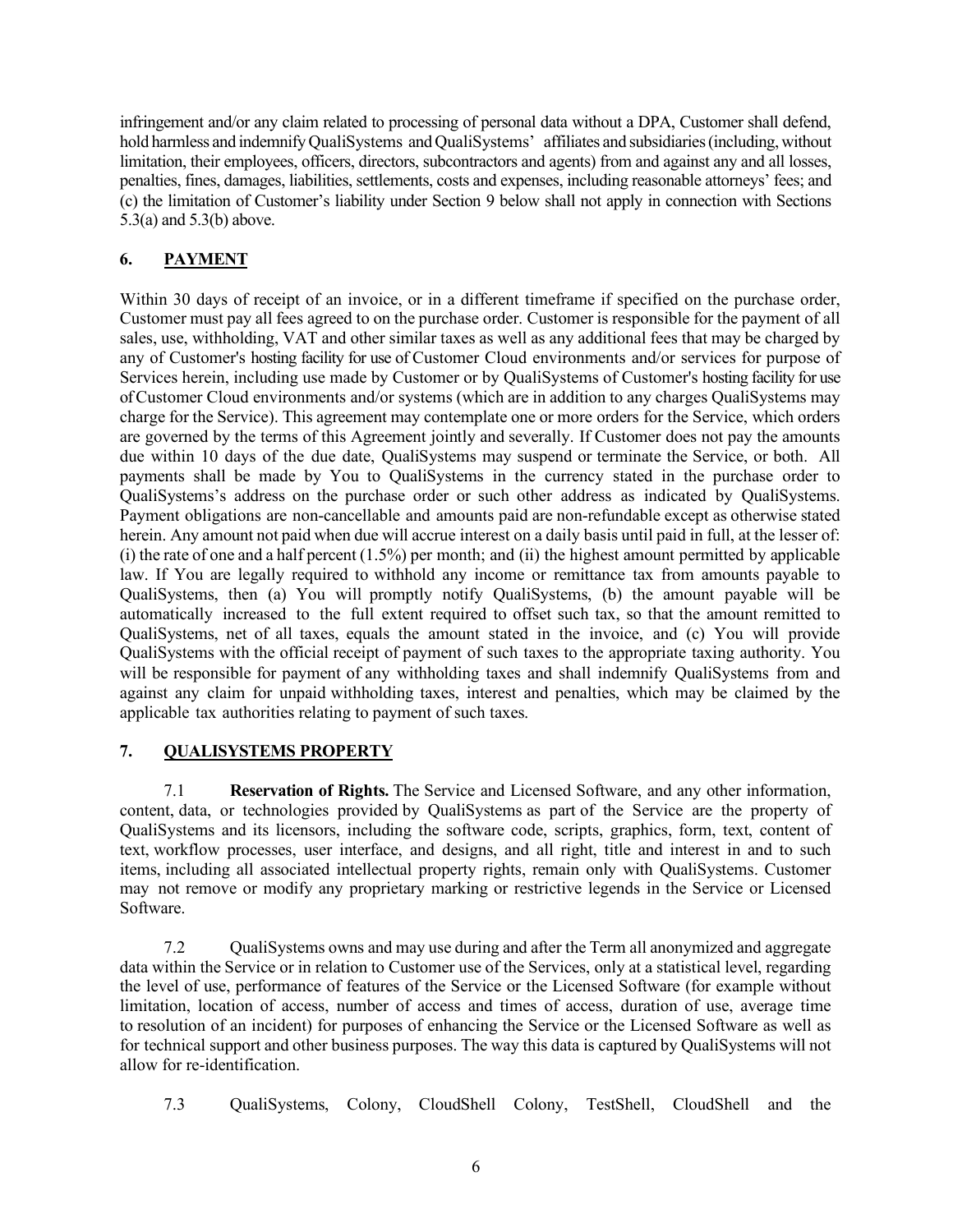infringement and/or any claim related to processing of personal data without a DPA, Customer shall defend, hold harmless and indemnify QualiSystems and QualiSystems' affiliates and subsidiaries (including, without limitation, their employees, officers, directors, subcontractors and agents) from and against any and all losses, penalties, fines, damages, liabilities, settlements, costs and expenses, including reasonable attorneys' fees; and (c) the limitation of Customer's liability under Section 9 below shall not apply in connection with Sections 5.3(a) and 5.3(b) above.

## 6. PAYMENT

Within 30 days of receipt of an invoice, or in a different timeframe if specified on the purchase order, Customer must pay all fees agreed to on the purchase order. Customer is responsible for the payment of all sales, use, withholding, VAT and other similar taxes as well as any additional fees that may be charged by any of Customer's hosting facility for use of Customer Cloud environments and/or services for purpose of Services herein, including use made by Customer or by QualiSystems of Customer's hosting facility for use of Customer Cloud environments and/or systems (which are in addition to any charges QualiSystems may charge for the Service). This agreement may contemplate one or more orders for the Service, which orders are governed by the terms of this Agreement jointly and severally. If Customer does not pay the amounts due within 10 days of the due date, QualiSystems may suspend or terminate the Service, or both. All payments shall be made by You to QualiSystems in the currency stated in the purchase order to QualiSystems's address on the purchase order or such other address as indicated by QualiSystems. Payment obligations are non-cancellable and amounts paid are non-refundable except as otherwise stated herein. Any amount not paid when due will accrue interest on a daily basis until paid in full, at the lesser of: (i) the rate of one and a half percent (1.5%) per month; and (ii) the highest amount permitted by applicable law. If You are legally required to withhold any income or remittance tax from amounts payable to QualiSystems, then (a) You will promptly notify QualiSystems, (b) the amount payable will be automatically increased to the full extent required to offset such tax, so that the amount remitted to QualiSystems, net of all taxes, equals the amount stated in the invoice, and (c) You will provide QualiSystems with the official receipt of payment of such taxes to the appropriate taxing authority. You will be responsible for payment of any withholding taxes and shall indemnify QualiSystems from and against any claim for unpaid withholding taxes, interest and penalties, which may be claimed by the applicable tax authorities relating to payment of such taxes.

## 7. QUALISYSTEMS PROPERTY

7.1 **Reservation of Rights.** The Service and Licensed Software, and any other information, content, data, or technologies provided by QualiSystems as part of the Service are the property of QualiSystems and its licensors, including the software code, scripts, graphics, form, text, content of text, workflow processes, user interface, and designs, and all right, title and interest in and to such items, including all associated intellectual property rights, remain only with QualiSystems. Customer may not remove or modify any proprietary marking or restrictive legends in the Service or Licensed Software.

7.2 QualiSystems owns and may use during and after the Term all anonymized and aggregate data within the Service or in relation to Customer use of the Services, only at a statistical level, regarding the level of use, performance of features of the Service or the Licensed Software (for example without limitation, location of access, number of access and times of access, duration of use, average time to resolution of an incident) for purposes of enhancing the Service or the Licensed Software as well as for technical support and other business purposes. The way this data is captured by QualiSystems will not allow for re-identification.

7.3 QualiSystems, Colony, CloudShell Colony, TestShell, CloudShell and the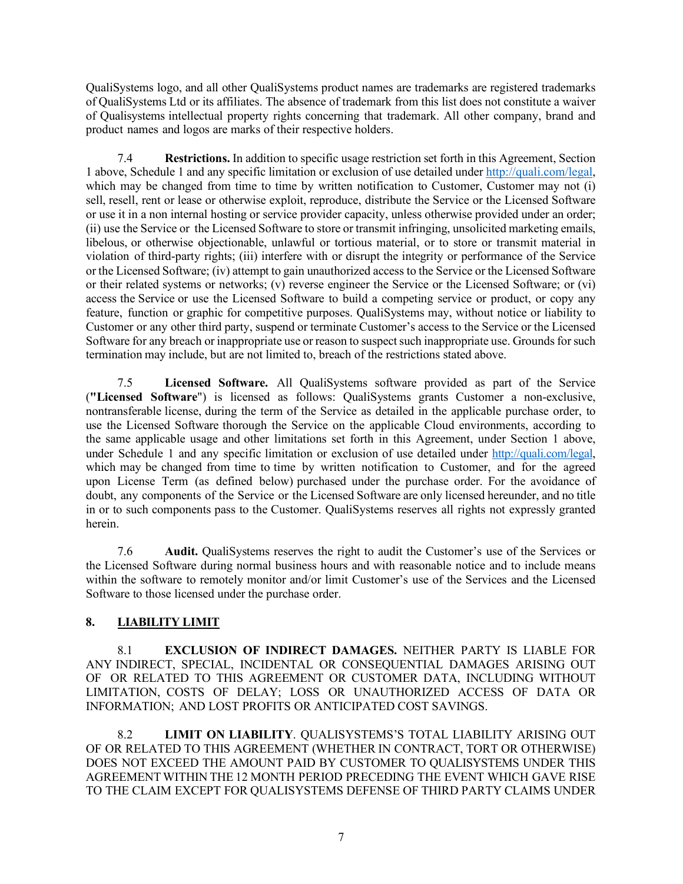QualiSystems logo, and all other QualiSystems product names are trademarks are registered trademarks of QualiSystems Ltd or its affiliates. The absence of trademark from this list does not constitute a waiver of Qualisystems intellectual property rights concerning that trademark. All other company, brand and product names and logos are marks of their respective holders.

7.4 **Restrictions.** In addition to specific usage restriction set forth in this Agreement, Section 1 above, Schedule 1 and any specific limitation or exclusion of use detailed under http://quali.com/legal, which may be changed from time to time by written notification to Customer, Customer may not (i) sell, resell, rent or lease or otherwise exploit, reproduce, distribute the Service or the Licensed Software or use it in a non internal hosting or service provider capacity, unless otherwise provided under an order; (ii) use the Service or the Licensed Software to store or transmit infringing, unsolicited marketing emails, libelous, or otherwise objectionable, unlawful or tortious material, or to store or transmit material in violation of third-party rights; (iii) interfere with or disrupt the integrity or performance of the Service or the Licensed Software; (iv) attempt to gain unauthorized access to the Service or the Licensed Software or their related systems or networks; (v) reverse engineer the Service or the Licensed Software; or (vi) access the Service or use the Licensed Software to build a competing service or product, or copy any feature, function or graphic for competitive purposes. QualiSystems may, without notice or liability to Customer or any other third party, suspend or terminate Customer's access to the Service or the Licensed Software for any breach or inappropriate use or reason to suspect such inappropriate use. Grounds for such termination may include, but are not limited to, breach of the restrictions stated above.

7.5 **Licensed Software.** All QualiSystems software provided as part of the Service (**"Licensed Software"**) is licensed as follows: QualiSystems grants Customer a non-exclusive, nontransferable license, during the term of the Service as detailed in the applicable purchase order, to use the Licensed Software thorough the Service on the applicable Cloud environments, according to the same applicable usage and other limitations set forth in this Agreement, under Section 1 above, under Schedule 1 and any specific limitation or exclusion of use detailed under http://quali.com/legal, which may be changed from time to time by written notification to Customer, and for the agreed upon License Term (as defined below) purchased under the purchase order. For the avoidance of doubt, any components of the Service or the Licensed Software are only licensed hereunder, and no title in or to such components pass to the Customer. QualiSystems reserves all rights not expressly granted herein.

7.6 **Audit.** QualiSystems reserves the right to audit the Customer's use of the Services or the Licensed Software during normal business hours and with reasonable notice and to include means within the software to remotely monitor and/or limit Customer's use of the Services and the Licensed Software to those licensed under the purchase order.

## 8. LIABILITY LIMIT

8.1 **EXCLUSION OF INDIRECT DAMAGES.** NEITHER PARTY IS LIABLE FOR ANY INDIRECT, SPECIAL, INCIDENTAL OR CONSEQUENTIAL DAMAGES ARISING OUT OF OR RELATED TO THIS AGREEMENT OR CUSTOMER DATA, INCLUDING WITHOUT LIMITATION, COSTS OF DELAY; LOSS OR UNAUTHORIZED ACCESS OF DATA OR INFORMATION; AND LOST PROFITS OR ANTICIPATED COST SAVINGS.

8.2 **LIMIT ON LIABILITY**. QUALISYSTEMS'S TOTAL LIABILITY ARISING OUT OF OR RELATED TO THIS AGREEMENT (WHETHER IN CONTRACT, TORT OR OTHERWISE) DOES NOT EXCEED THE AMOUNT PAID BY CUSTOMER TO QUALISYSTEMS UNDER THIS AGREEMENT WITHIN THE 12 MONTH PERIOD PRECEDING THE EVENT WHICH GAVE RISE TO THE CLAIM EXCEPT FOR QUALISYSTEMS DEFENSE OF THIRD PARTY CLAIMS UNDER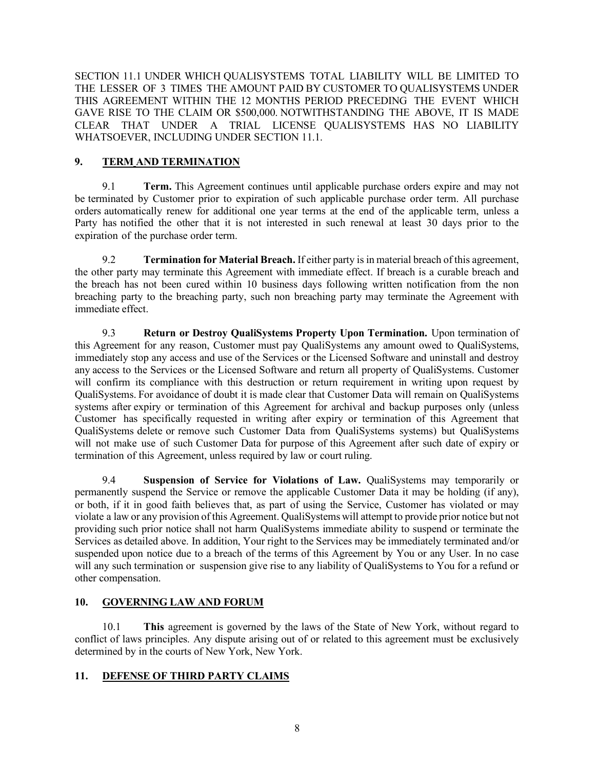SECTION 11.1 UNDER WHICH QUALISYSTEMS TOTAL LIABILITY WILL BE LIMITED TO THE LESSER OF 3 TIMES THE AMOUNT PAID BY CUSTOMER TO QUALISYSTEMS UNDER THIS AGREEMENT WITHIN THE 12 MONTHS PERIOD PRECEDING THE EVENT WHICH GAVE RISE TO THE CLAIM OR $500,000. NOTWITHSTANDING THE ABOVE, IT IS MADE CLEAR THAT UNDER A TRIAL LICENSE QUALISYSTEMS HAS NO LIABILITY WHATSOEVER, INCLUDING UNDER SECTION 11.1.

## 9. TERM AND TERMINATION

9.1 **Term.** This Agreement continues until applicable purchase orders expire and may not be terminated by Customer prior to expiration of such applicable purchase order term. All purchase orders automatically renew for additional one year terms at the end of the applicable term, unless a Party has notified the other that it is not interested in such renewal at least 30 days prior to the expiration of the purchase order term.

9.2 **Termination for Material Breach.** If either party is in material breach of this agreement, the other party may terminate this Agreement with immediate effect. If breach is a curable breach and the breach has not been cured within 10 business days following written notification from the non breaching party to the breaching party, such non breaching party may terminate the Agreement with immediate effect.

9.3 **Return or Destroy QualiSystems Property Upon Termination.** Upon termination of this Agreement for any reason, Customer must pay QualiSystems any amount owed to QualiSystems, immediately stop any access and use of the Services or the Licensed Software and uninstall and destroy any access to the Services or the Licensed Software and return all property of QualiSystems. Customer will confirm its compliance with this destruction or return requirement in writing upon request by QualiSystems. For avoidance of doubt it is made clear that Customer Data will remain on QualiSystems systems after expiry or termination of this Agreement for archival and backup purposes only (unless Customer has specifically requested in writing after expiry or termination of this Agreement that QualiSystems delete or remove such Customer Data from QualiSystems systems) but QualiSystems will not make use of such Customer Data for purpose of this Agreement after such date of expiry or termination of this Agreement, unless required by law or court ruling.

9.4 **Suspension of Service for Violations of Law.** QualiSystems may temporarily or permanently suspend the Service or remove the applicable Customer Data it may be holding (if any), or both, if it in good faith believes that, as part of using the Service, Customer has violated or may violate a law or any provision of this Agreement. QualiSystems will attempt to provide prior notice but not providing such prior notice shall not harm QualiSystems immediate ability to suspend or terminate the Services as detailed above. In addition, Your right to the Services may be immediately terminated and/or suspended upon notice due to a breach of the terms of this Agreement by You or any User. In no case will any such termination or suspension give rise to any liability of QualiSystems to You for a refund or other compensation.

## 10. GOVERNING LAW AND FORUM

10.1 **This** agreement is governed by the laws of the State of New York, without regard to conflict of laws principles. Any dispute arising out of or related to this agreement must be exclusively determined by in the courts of New York, New York.

## 11. DEFENSE OF THIRD PARTY CLAIMS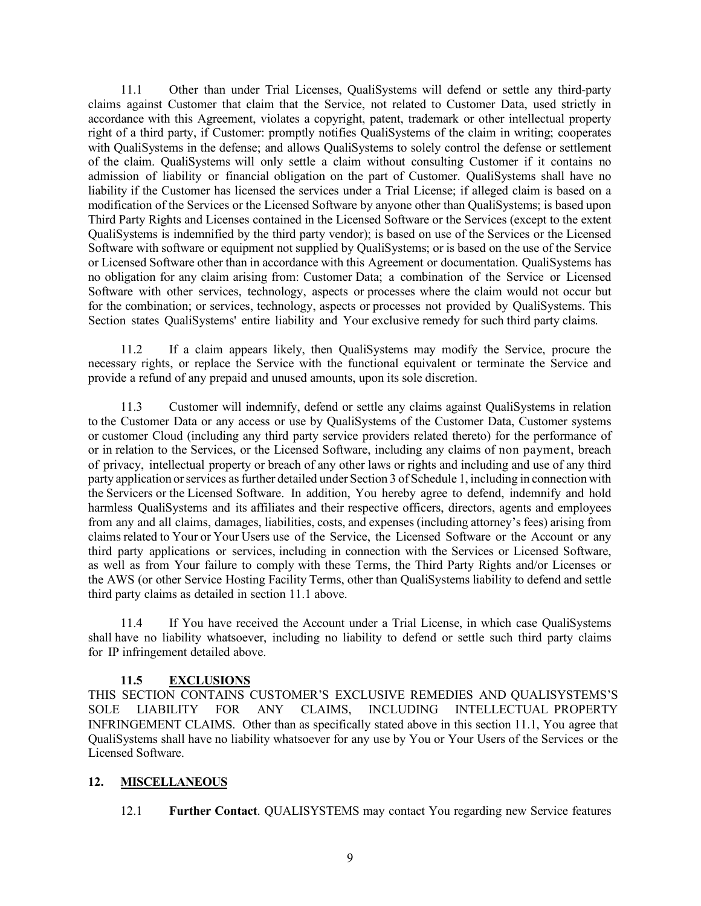11.1 Other than under Trial Licenses, QualiSystems will defend or settle any third-party claims against Customer that claim that the Service, not related to Customer Data, used strictly in accordance with this Agreement, violates a copyright, patent, trademark or other intellectual property right of a third party, if Customer: promptly notifies QualiSystems of the claim in writing; cooperates with QualiSystems in the defense; and allows QualiSystems to solely control the defense or settlement of the claim. QualiSystems will only settle a claim without consulting Customer if it contains no admission of liability or financial obligation on the part of Customer. QualiSystems shall have no liability if the Customer has licensed the services under a Trial License; if alleged claim is based on a modification of the Services or the Licensed Software by anyone other than QualiSystems; is based upon Third Party Rights and Licenses contained in the Licensed Software or the Services (except to the extent QualiSystems is indemnified by the third party vendor); is based on use of the Services or the Licensed Software with software or equipment not supplied by QualiSystems; or is based on the use of the Service or Licensed Software other than in accordance with this Agreement or documentation. QualiSystems has no obligation for any claim arising from: Customer Data; a combination of the Service or Licensed Software with other services, technology, aspects or processes where the claim would not occur but for the combination; or services, technology, aspects or processes not provided by QualiSystems. This Section states QualiSystems' entire liability and Your exclusive remedy for such third party claims.

11.2 If a claim appears likely, then QualiSystems may modify the Service, procure the necessary rights, or replace the Service with the functional equivalent or terminate the Service and provide a refund of any prepaid and unused amounts, upon its sole discretion.

11.3 Customer will indemnify, defend or settle any claims against QualiSystems in relation to the Customer Data or any access or use by QualiSystems of the Customer Data, Customer systems or customer Cloud (including any third party service providers related thereto) for the performance of or in relation to the Services, or the Licensed Software, including any claims of non payment, breach of privacy, intellectual property or breach of any other laws or rights and including and use of any third party application or services as further detailed under Section 3 of Schedule 1, including in connection with the Servicers or the Licensed Software. In addition, You hereby agree to defend, indemnify and hold harmless QualiSystems and its affiliates and their respective officers, directors, agents and employees from any and all claims, damages, liabilities, costs, and expenses (including attorney's fees) arising from claims related to Your or Your Users use of the Service, the Licensed Software or the Account or any third party applications or services, including in connection with the Services or Licensed Software, as well as from Your failure to comply with these Terms, the Third Party Rights and/or Licenses or the AWS (or other Service Hosting Facility Terms, other than QualiSystems liability to defend and settle third party claims as detailed in section 11.1 above.

11.4 If You have received the Account under a Trial License, in which case QualiSystems shall have no liability whatsoever, including no liability to defend or settle such third party claims for IP infringement detailed above.

**11.5 EXCLUSIONS**

THIS SECTION CONTAINS CUSTOMER'S EXCLUSIVE REMEDIES AND QUALISYSTEMS'S SOLE LIABILITY FOR ANY CLAIMS, INCLUDING INTELLECTUAL PROPERTY INFRINGEMENT CLAIMS. Other than as specifically stated above in this section 11.1, You agree that QualiSystems shall have no liability whatsoever for any use by You or Your Users of the Services or the Licensed Software.

## 12. MISCELLANEOUS

12.1 **Further Contact**. QUALISYSTEMS may contact You regarding new Service features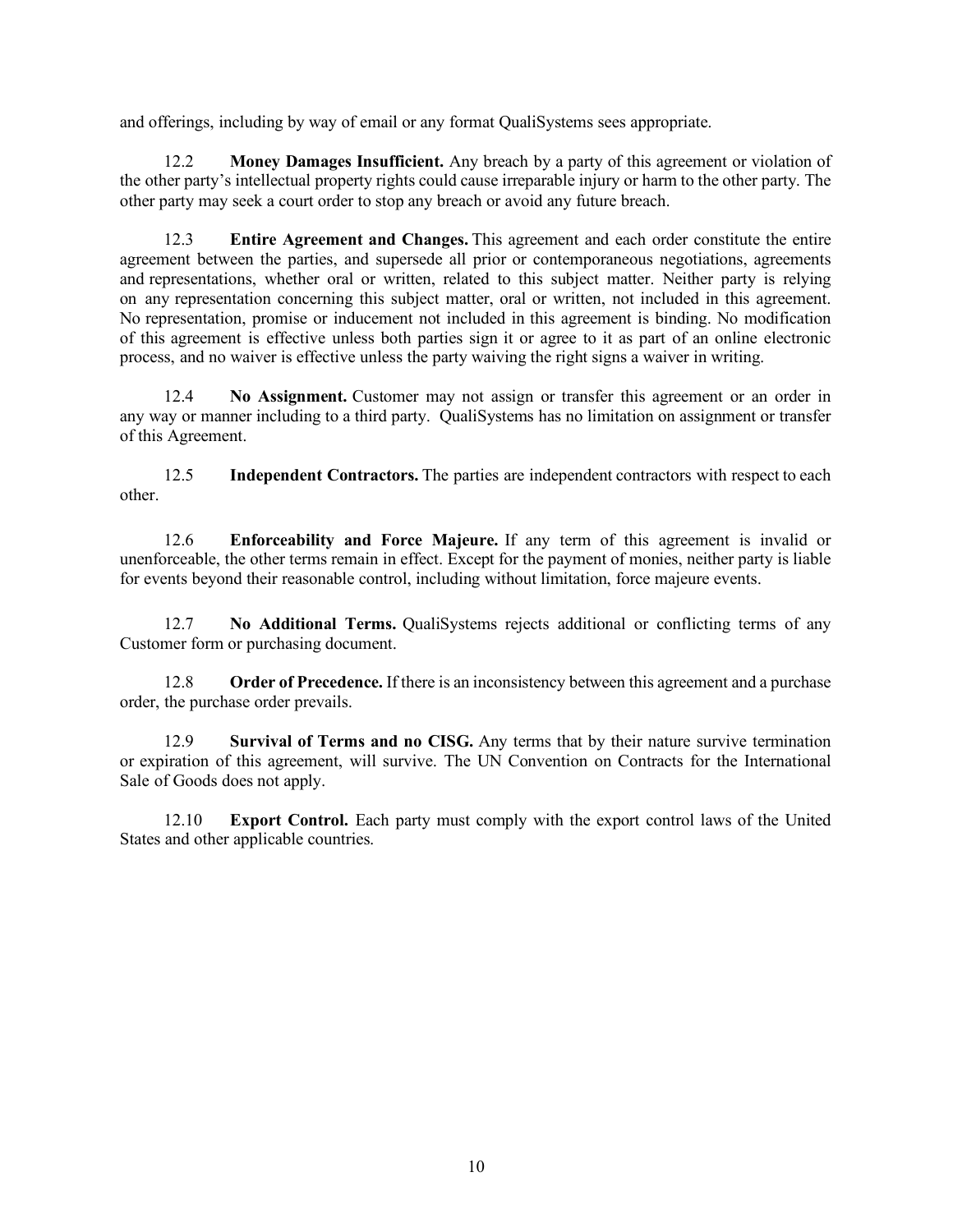and offerings, including by way of email or any format QualiSystems sees appropriate.

12.2 **Money Damages Insufficient.** Any breach by a party of this agreement or violation of the other party's intellectual property rights could cause irreparable injury or harm to the other party. The other party may seek a court order to stop any breach or avoid any future breach.

12.3 **Entire Agreement and Changes.** This agreement and each order constitute the entire agreement between the parties, and supersede all prior or contemporaneous negotiations, agreements and representations, whether oral or written, related to this subject matter. Neither party is relying on any representation concerning this subject matter, oral or written, not included in this agreement. No representation, promise or inducement not included in this agreement is binding. No modification of this agreement is effective unless both parties sign it or agree to it as part of an online electronic process, and no waiver is effective unless the party waiving the right signs a waiver in writing.

12.4 **No Assignment.** Customer may not assign or transfer this agreement or an order in any way or manner including to a third party. QualiSystems has no limitation on assignment or transfer of this Agreement.

12.5 **Independent Contractors.** The parties are independent contractors with respect to each other.

12.6 **Enforceability and Force Majeure.** If any term of this agreement is invalid or unenforceable, the other terms remain in effect. Except for the payment of monies, neither party is liable for events beyond their reasonable control, including without limitation, force majeure events.

12.7 **No Additional Terms.** QualiSystems rejects additional or conflicting terms of any Customer form or purchasing document.

12.8 **Order of Precedence.** If there is an inconsistency between this agreement and a purchase order, the purchase order prevails.

12.9 **Survival of Terms and no CISG.** Any terms that by their nature survive termination or expiration of this agreement, will survive. The UN Convention on Contracts for the International Sale of Goods does not apply.

12.10 **Export Control.** Each party must comply with the export control laws of the United States and other applicable countries.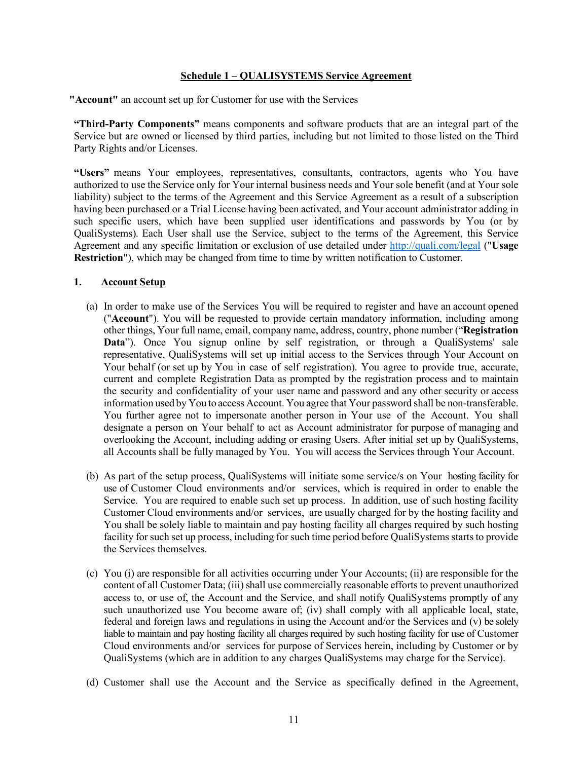## Schedule 1 – QUALISYSTEMS Service Agreement

**"Account"** an account set up for Customer for use with the Services

**"Third-Party Components"** means components and software products that are an integral part of the Service but are owned or licensed by third parties, including but not limited to those listed on the Third Party Rights and/or Licenses.

**"Users"** means Your employees, representatives, consultants, contractors, agents who You have authorized to use the Service only for Your internal business needs and Your sole benefit (and at Your sole liability) subject to the terms of the Agreement and this Service Agreement as a result of a subscription having been purchased or a Trial License having been activated, and Your account administrator adding in such specific users, which have been supplied user identifications and passwords by You (or by QualiSystems). Each User shall use the Service, subject to the terms of the Agreement, this Service Agreement and any specific limitation or exclusion of use detailed under http://quali.com/legal ("**Usage Restriction**"), which may be changed from time to time by written notification to Customer.

**1. Account Setup**

(a) In order to make use of the Services You will be required to register and have an account opened ("**Account**"). You will be requested to provide certain mandatory information, including among other things, Your full name, email, company name, address, country, phone number ("**Registration Data**"). Once You signup online by self registration, or through a QualiSystems' sale representative, QualiSystems will set up initial access to the Services through Your Account on Your behalf (or set up by You in case of self registration). You agree to provide true, accurate, current and complete Registration Data as prompted by the registration process and to maintain the security and confidentiality of your user name and password and any other security or access information used by You to access Account. You agree that Your password shall be non-transferable. You further agree not to impersonate another person in Your use of the Account. You shall designate a person on Your behalf to act as Account administrator for purpose of managing and overlooking the Account, including adding or erasing Users. After initial set up by QualiSystems, all Accounts shall be fully managed by You. You will access the Services through Your Account.

(b) As part of the setup process, QualiSystems will initiate some service/s on Your hosting facility for use of Customer Cloud environments and/or services, which is required in order to enable the Service. You are required to enable such set up process. In addition, use of such hosting facility Customer Cloud environments and/or services, are usually charged for by the hosting facility and You shall be solely liable to maintain and pay hosting facility all charges required by such hosting facility for such set up process, including for such time period before QualiSystems starts to provide the Services themselves.

(c) You (i) are responsible for all activities occurring under Your Accounts; (ii) are responsible for the content of all Customer Data; (iii) shall use commercially reasonable efforts to prevent unauthorized access to, or use of, the Account and the Service, and shall notify QualiSystems promptly of any such unauthorized use You become aware of; (iv) shall comply with all applicable local, state, federal and foreign laws and regulations in using the Account and/or the Services and (v) be solely liable to maintain and pay hosting facility all charges required by such hosting facility for use of Customer Cloud environments and/or services for purpose of Services herein, including by Customer or by QualiSystems (which are in addition to any charges QualiSystems may charge for the Service).

(d) Customer shall use the Account and the Service as specifically defined in the Agreement,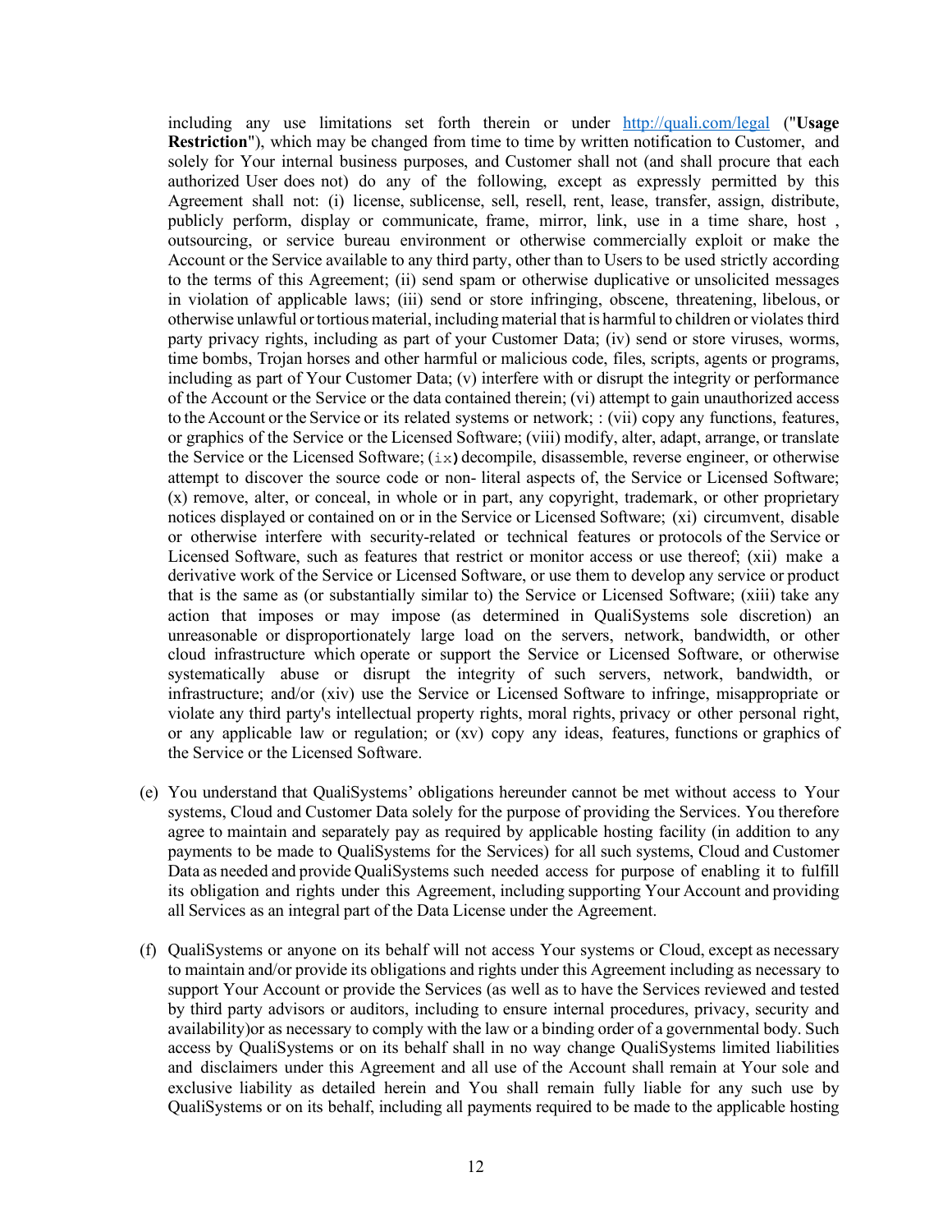including any use limitations set forth therein or under [http://quali.com/legal](http://quali.com/legal) ("**Usage Restriction**"), which may be changed from time to time by written notification to Customer, and solely for Your internal business purposes, and Customer shall not (and shall procure that each authorized User does not) do any of the following, except as expressly permitted by this Agreement shall not: (i) license, sublicense, sell, resell, rent, lease, transfer, assign, distribute, publicly perform, display or communicate, frame, mirror, link, use in a time share, host , outsourcing, or service bureau environment or otherwise commercially exploit or make the Account or the Service available to any third party, other than to Users to be used strictly according to the terms of this Agreement; (ii) send spam or otherwise duplicative or unsolicited messages in violation of applicable laws; (iii) send or store infringing, obscene, threatening, libelous, or otherwise unlawful or tortious material, including material that is harmful to children or violates third party privacy rights, including as part of your Customer Data; (iv) send or store viruses, worms, time bombs, Trojan horses and other harmful or malicious code, files, scripts, agents or programs, including as part of Your Customer Data; (v) interfere with or disrupt the integrity or performance of the Account or the Service or the data contained therein; (vi) attempt to gain unauthorized access to the Account or the Service or its related systems or network; : (vii) copy any functions, features, or graphics of the Service or the Licensed Software; (viii) modify, alter, adapt, arrange, or translate the Service or the Licensed Software; (ix**)** decompile, disassemble, reverse engineer, or otherwise attempt to discover the source code or non- literal aspects of, the Service or Licensed Software; (x) remove, alter, or conceal, in whole or in part, any copyright, trademark, or other proprietary notices displayed or contained on or in the Service or Licensed Software; (xi) circumvent, disable or otherwise interfere with security-related or technical features or protocols of the Service or Licensed Software, such as features that restrict or monitor access or use thereof; (xii) make a derivative work of the Service or Licensed Software, or use them to develop any service or product that is the same as (or substantially similar to) the Service or Licensed Software; (xiii) take any action that imposes or may impose (as determined in QualiSystems sole discretion) an unreasonable or disproportionately large load on the servers, network, bandwidth, or other cloud infrastructure which operate or support the Service or Licensed Software, or otherwise systematically abuse or disrupt the integrity of such servers, network, bandwidth, or infrastructure; and/or (xiv) use the Service or Licensed Software to infringe, misappropriate or violate any third party's intellectual property rights, moral rights, privacy or other personal right, or any applicable law or regulation; or (xv) copy any ideas, features, functions or graphics of the Service or the Licensed Software.

(e) You understand that QualiSystems' obligations hereunder cannot be met without access to Your systems, Cloud and Customer Data solely for the purpose of providing the Services. You therefore agree to maintain and separately pay as required by applicable hosting facility (in addition to any payments to be made to QualiSystems for the Services) for all such systems, Cloud and Customer Data as needed and provide QualiSystems such needed access for purpose of enabling it to fulfill its obligation and rights under this Agreement, including supporting Your Account and providing all Services as an integral part of the Data License under the Agreement.

(f) QualiSystems or anyone on its behalf will not access Your systems or Cloud, except as necessary to maintain and/or provide its obligations and rights under this Agreement including as necessary to support Your Account or provide the Services (as well as to have the Services reviewed and tested by third party advisors or auditors, including to ensure internal procedures, privacy, security and availability)or as necessary to comply with the law or a binding order of a governmental body. Such access by QualiSystems or on its behalf shall in no way change QualiSystems limited liabilities and disclaimers under this Agreement and all use of the Account shall remain at Your sole and exclusive liability as detailed herein and You shall remain fully liable for any such use by QualiSystems or on its behalf, including all payments required to be made to the applicable hosting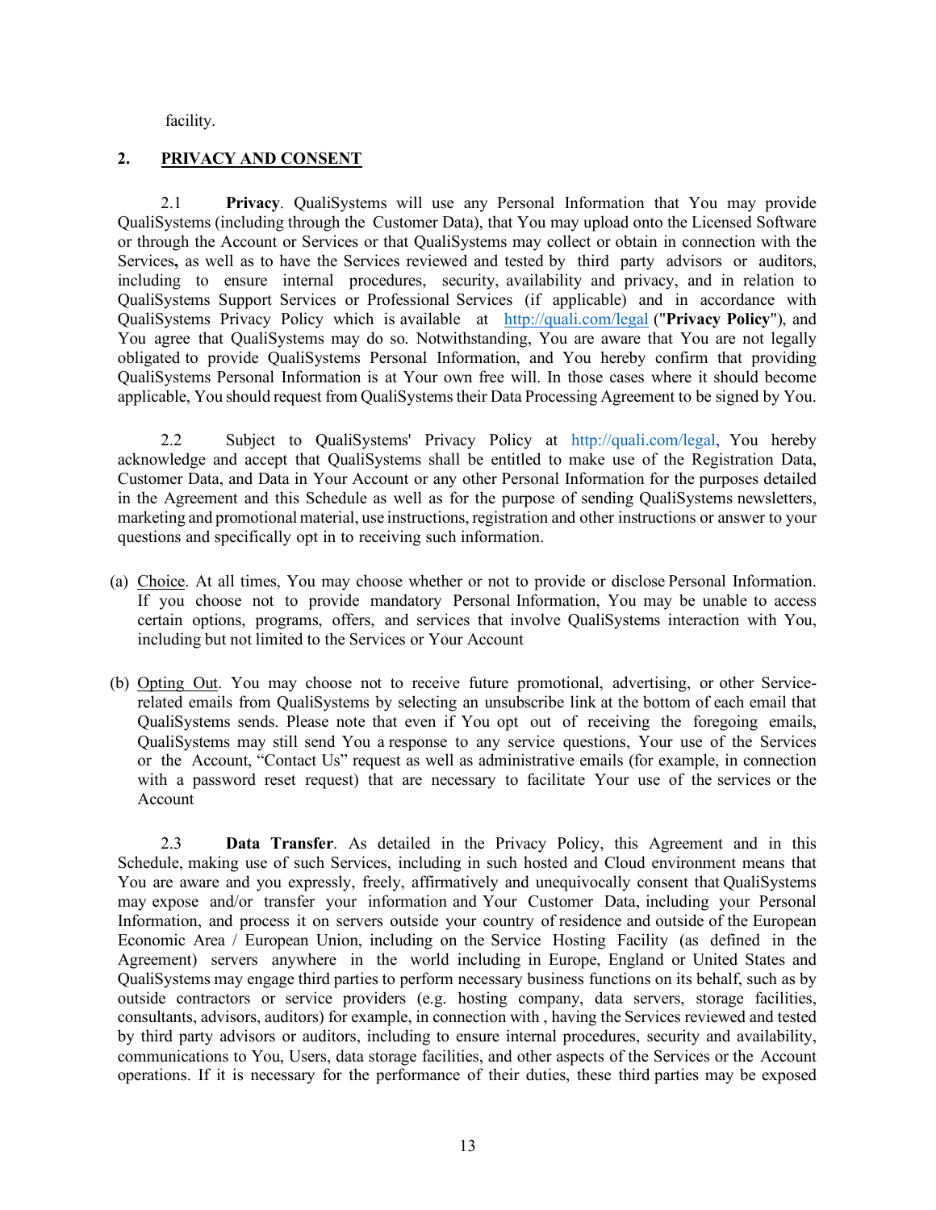facility.

## 2. PRIVACY AND CONSENT

2.1 **Privacy**. QualiSystems will use any Personal Information that You may provide QualiSystems (including through the Customer Data), that You may upload onto the Licensed Software or through the Account or Services or that QualiSystems may collect or obtain in connection with the Services**,** as well as to have the Services reviewed and tested by third party advisors or auditors, including to ensure internal procedures, security, availability and privacy, and in relation to QualiSystems Support Services or Professional Services (if applicable) and in accordance with QualiSystems Privacy Policy which is available at http://quali.com/legal ("**Privacy Policy**"), and You agree that QualiSystems may do so. Notwithstanding, You are aware that You are not legally obligated to provide QualiSystems Personal Information, and You hereby confirm that providing QualiSystems Personal Information is at Your own free will. In those cases where it should become applicable, You should request from QualiSystems their Data Processing Agreement to be signed by You.

2.2 Subject to QualiSystems' Privacy Policy at http://quali.com/legal, You hereby acknowledge and accept that QualiSystems shall be entitled to make use of the Registration Data, Customer Data, and Data in Your Account or any other Personal Information for the purposes detailed in the Agreement and this Schedule as well as for the purpose of sending QualiSystems newsletters, marketing and promotional material, use instructions, registration and other instructions or answer to your questions and specifically opt in to receiving such information.

(a) Choice. At all times, You may choose whether or not to provide or disclose Personal Information. If you choose not to provide mandatory Personal Information, You may be unable to access certain options, programs, offers, and services that involve QualiSystems interaction with You, including but not limited to the Services or Your Account

(b) Opting Out. You may choose not to receive future promotional, advertising, or other Service-related emails from QualiSystems by selecting an unsubscribe link at the bottom of each email that QualiSystems sends. Please note that even if You opt out of receiving the foregoing emails, QualiSystems may still send You a response to any service questions, Your use of the Services or the Account, "Contact Us" request as well as administrative emails (for example, in connection with a password reset request) that are necessary to facilitate Your use of the services or the Account

2.3 **Data Transfer**. As detailed in the Privacy Policy, this Agreement and in this Schedule, making use of such Services, including in such hosted and Cloud environment means that You are aware and you expressly, freely, affirmatively and unequivocally consent that QualiSystems may expose and/or transfer your information and Your Customer Data, including your Personal Information, and process it on servers outside your country of residence and outside of the European Economic Area / European Union, including on the Service Hosting Facility (as defined in the Agreement) servers anywhere in the world including in Europe, England or United States and QualiSystems may engage third parties to perform necessary business functions on its behalf, such as by outside contractors or service providers (e.g. hosting company, data servers, storage facilities, consultants, advisors, auditors) for example, in connection with , having the Services reviewed and tested by third party advisors or auditors, including to ensure internal procedures, security and availability, communications to You, Users, data storage facilities, and other aspects of the Services or the Account operations. If it is necessary for the performance of their duties, these third parties may be exposed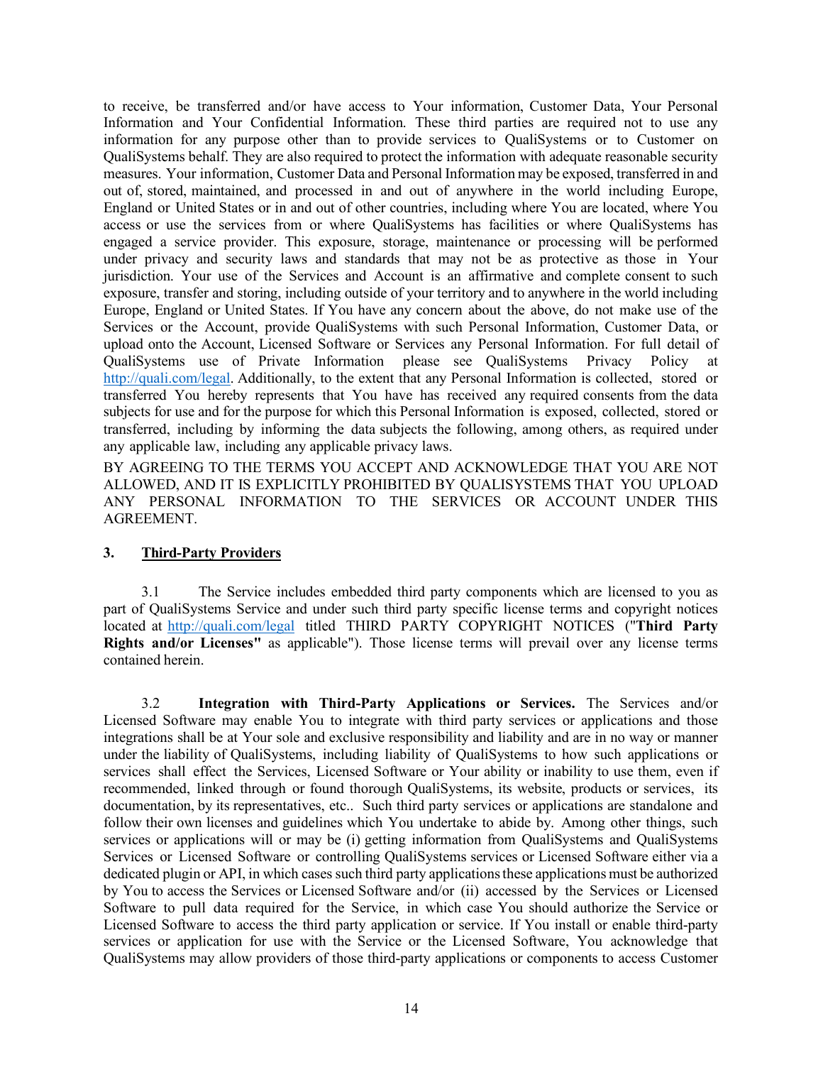to receive, be transferred and/or have access to Your information, Customer Data, Your Personal Information and Your Confidential Information. These third parties are required not to use any information for any purpose other than to provide services to QualiSystems or to Customer on QualiSystems behalf. They are also required to protect the information with adequate reasonable security measures. Your information, Customer Data and Personal Information may be exposed, transferred in and out of, stored, maintained, and processed in and out of anywhere in the world including Europe, England or United States or in and out of other countries, including where You are located, where You access or use the services from or where QualiSystems has facilities or where QualiSystems has engaged a service provider. This exposure, storage, maintenance or processing will be performed under privacy and security laws and standards that may not be as protective as those in Your jurisdiction. Your use of the Services and Account is an affirmative and complete consent to such exposure, transfer and storing, including outside of your territory and to anywhere in the world including Europe, England or United States. If You have any concern about the above, do not make use of the Services or the Account, provide QualiSystems with such Personal Information, Customer Data, or upload onto the Account, Licensed Software or Services any Personal Information. For full detail of QualiSystems use of Private Information please see QualiSystems Privacy Policy at http://quali.com/legal. Additionally, to the extent that any Personal Information is collected, stored or transferred You hereby represents that You have has received any required consents from the data subjects for use and for the purpose for which this Personal Information is exposed, collected, stored or transferred, including by informing the data subjects the following, among others, as required under any applicable law, including any applicable privacy laws.

BY AGREEING TO THE TERMS YOU ACCEPT AND ACKNOWLEDGE THAT YOU ARE NOT ALLOWED, AND IT IS EXPLICITLY PROHIBITED BY QUALISYSTEMS THAT YOU UPLOAD ANY PERSONAL INFORMATION TO THE SERVICES OR ACCOUNT UNDER THIS AGREEMENT.

## 3. Third-Party Providers

3.1 The Service includes embedded third party components which are licensed to you as part of QualiSystems Service and under such third party specific license terms and copyright notices located at http://quali.com/legal titled THIRD PARTY COPYRIGHT NOTICES ("**Third Party Rights and/or Licenses"** as applicable"). Those license terms will prevail over any license terms contained herein.

3.2 **Integration with Third-Party Applications or Services.** The Services and/or Licensed Software may enable You to integrate with third party services or applications and those integrations shall be at Your sole and exclusive responsibility and liability and are in no way or manner under the liability of QualiSystems, including liability of QualiSystems to how such applications or services shall effect the Services, Licensed Software or Your ability or inability to use them, even if recommended, linked through or found thorough QualiSystems, its website, products or services, its documentation, by its representatives, etc.. Such third party services or applications are standalone and follow their own licenses and guidelines which You undertake to abide by. Among other things, such services or applications will or may be (i) getting information from QualiSystems and QualiSystems Services or Licensed Software or controlling QualiSystems services or Licensed Software either via a dedicated plugin or API, in which cases such third party applications these applications must be authorized by You to access the Services or Licensed Software and/or (ii) accessed by the Services or Licensed Software to pull data required for the Service, in which case You should authorize the Service or Licensed Software to access the third party application or service. If You install or enable third-party services or application for use with the Service or the Licensed Software, You acknowledge that QualiSystems may allow providers of those third-party applications or components to access Customer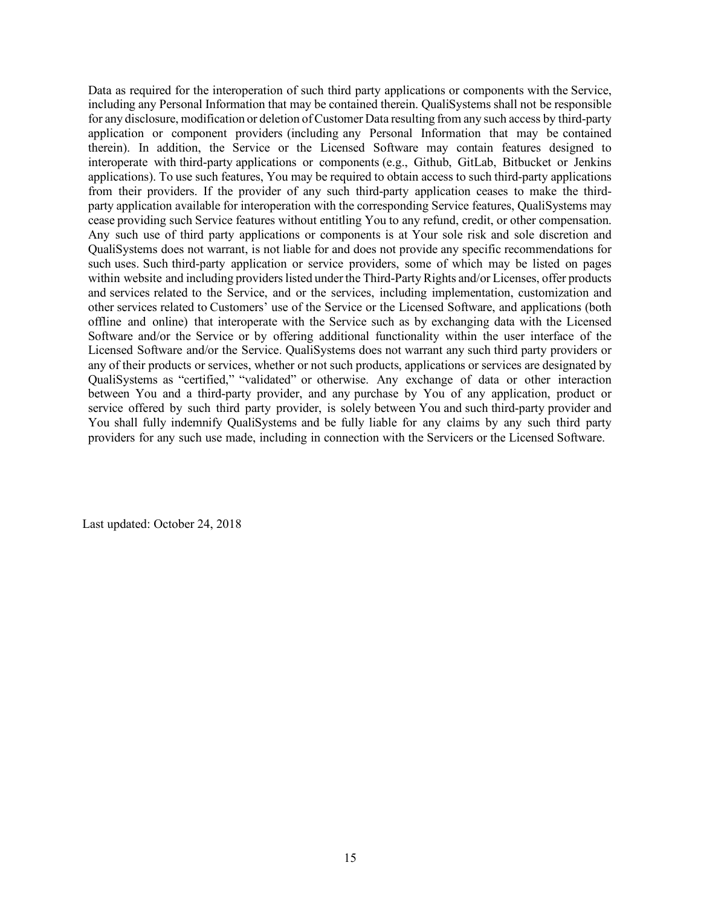Data as required for the interoperation of such third party applications or components with the Service, including any Personal Information that may be contained therein. QualiSystems shall not be responsible for any disclosure, modification or deletion of Customer Data resulting from any such access by third-party application or component providers (including any Personal Information that may be contained therein). In addition, the Service or the Licensed Software may contain features designed to interoperate with third-party applications or components (e.g., Github, GitLab, Bitbucket or Jenkins applications). To use such features, You may be required to obtain access to such third-party applications from their providers. If the provider of any such third-party application ceases to make the third-party application available for interoperation with the corresponding Service features, QualiSystems may cease providing such Service features without entitling You to any refund, credit, or other compensation. Any such use of third party applications or components is at Your sole risk and sole discretion and QualiSystems does not warrant, is not liable for and does not provide any specific recommendations for such uses. Such third-party application or service providers, some of which may be listed on pages within website and including providers listed under the Third-Party Rights and/or Licenses, offer products and services related to the Service, and or the services, including implementation, customization and other services related to Customers' use of the Service or the Licensed Software, and applications (both offline and online) that interoperate with the Service such as by exchanging data with the Licensed Software and/or the Service or by offering additional functionality within the user interface of the Licensed Software and/or the Service. QualiSystems does not warrant any such third party providers or any of their products or services, whether or not such products, applications or services are designated by QualiSystems as "certified," "validated" or otherwise. Any exchange of data or other interaction between You and a third-party provider, and any purchase by You of any application, product or service offered by such third party provider, is solely between You and such third-party provider and You shall fully indemnify QualiSystems and be fully liable for any claims by any such third party providers for any such use made, including in connection with the Servicers or the Licensed Software.

Last updated: October 24, 2018